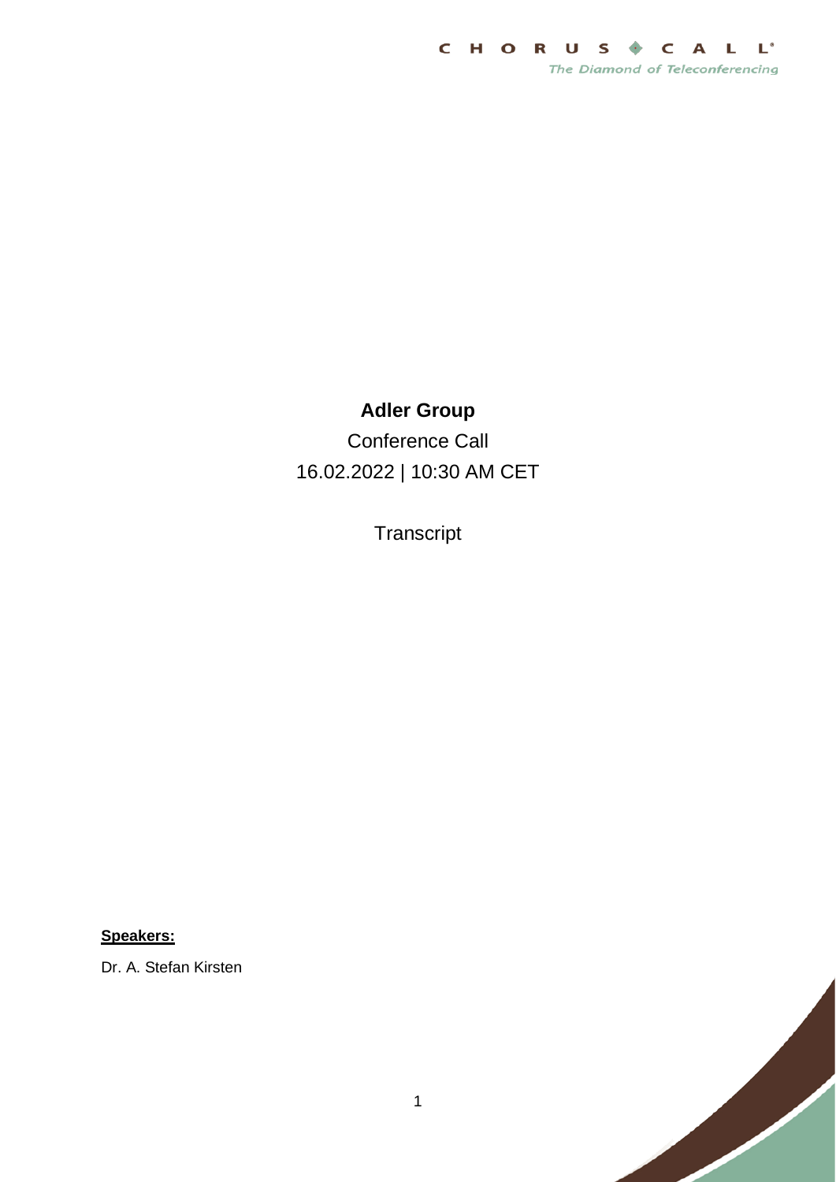# Adler Group

Conference Call

16.02.2022 | 10:30 AM CET

Transcript

**Speakers:**

Dr. A. Stefan Kirsten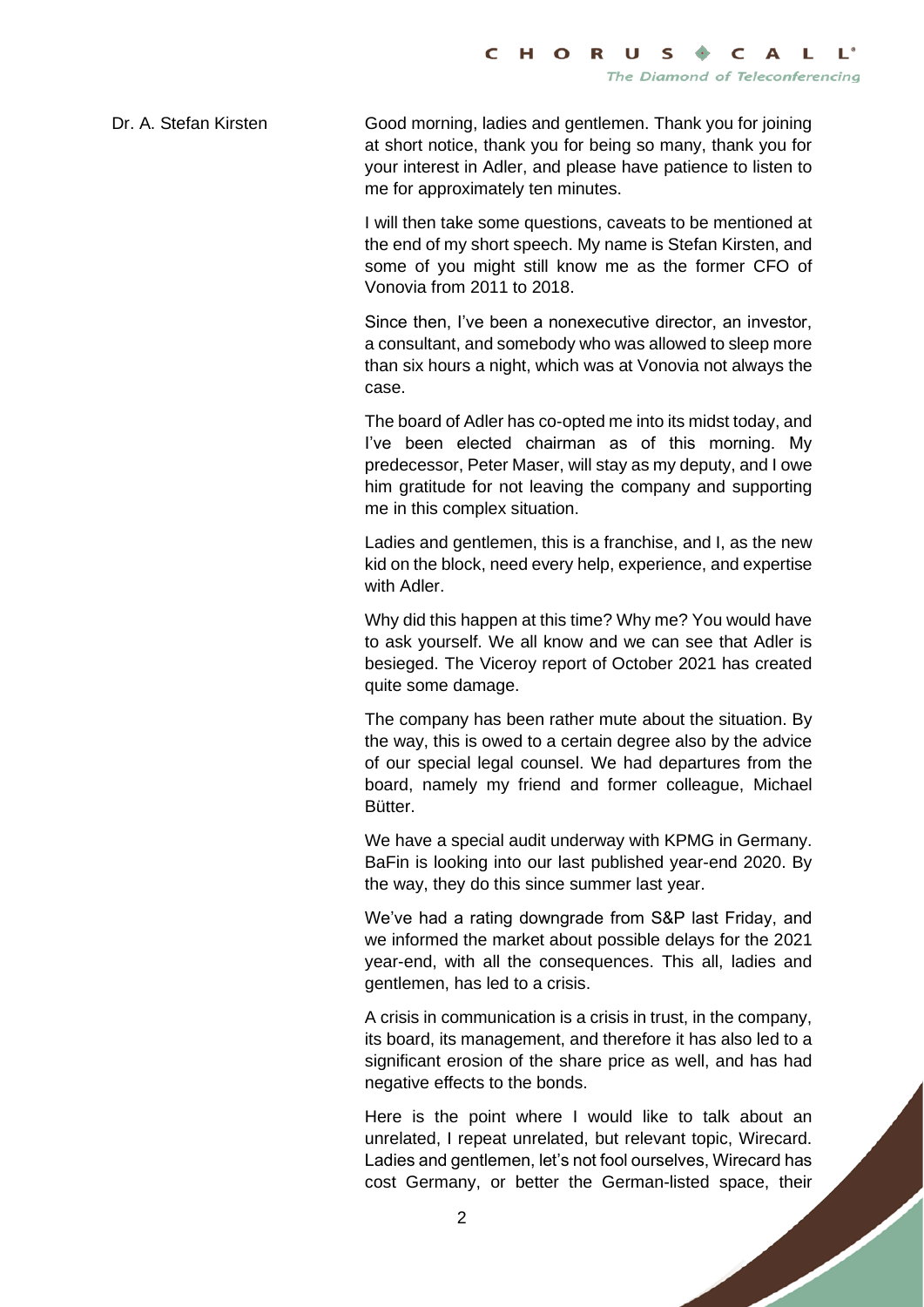Dr. A. Stefan Kirsten

Good morning, ladies and gentlemen. Thank you for joining at short notice, thank you for being so many, thank you for your interest in Adler, and please have patience to listen to me for approximately ten minutes.

I will then take some questions, caveats to be mentioned at the end of my short speech. My name is Stefan Kirsten, and some of you might still know me as the former CFO of Vonovia from 2011 to 2018.

Since then, I've been a nonexecutive director, an investor, a consultant, and somebody who was allowed to sleep more than six hours a night, which was at Vonovia not always the case.

The board of Adler has co-opted me into its midst today, and I've been elected chairman as of this morning. My predecessor, Peter Maser, will stay as my deputy, and I owe him gratitude for not leaving the company and supporting me in this complex situation.

Ladies and gentlemen, this is a franchise, and I, as the new kid on the block, need every help, experience, and expertise with Adler.

Why did this happen at this time? Why me? You would have to ask yourself. We all know and we can see that Adler is besieged. The Viceroy report of October 2021 has created quite some damage.

The company has been rather mute about the situation. By the way, this is owed to a certain degree also by the advice of our special legal counsel. We had departures from the board, namely my friend and former colleague, Michael Bütter.

We have a special audit underway with KPMG in Germany. BaFin is looking into our last published year-end 2020. By the way, they do this since summer last year.

We've had a rating downgrade from S&P last Friday, and we informed the market about possible delays for the 2021 year-end, with all the consequences. This all, ladies and gentlemen, has led to a crisis.

A crisis in communication is a crisis in trust, in the company, its board, its management, and therefore it has also led to a significant erosion of the share price as well, and has had negative effects to the bonds.

Here is the point where I would like to talk about an unrelated, I repeat unrelated, but relevant topic, Wirecard. Ladies and gentlemen, let's not fool ourselves, Wirecard has cost Germany, or better the German-listed space, their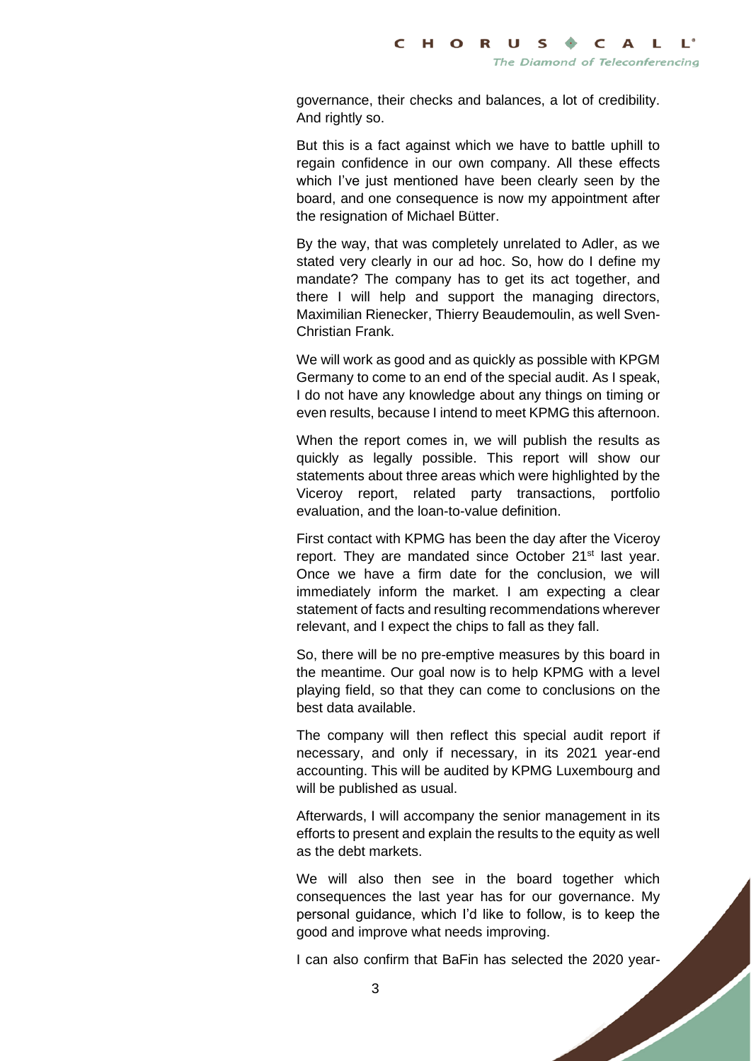governance, their checks and balances, a lot of credibility. And rightly so.

But this is a fact against which we have to battle uphill to regain confidence in our own company. All these effects which I've just mentioned have been clearly seen by the board, and one consequence is now my appointment after the resignation of Michael Bütter.

By the way, that was completely unrelated to Adler, as we stated very clearly in our ad hoc. So, how do I define my mandate? The company has to get its act together, and there I will help and support the managing directors, Maximilian Rienecker, Thierry Beaudemoulin, as well Sven-Christian Frank.

We will work as good and as quickly as possible with KPGM Germany to come to an end of the special audit. As I speak, I do not have any knowledge about any things on timing or even results, because I intend to meet KPMG this afternoon.

When the report comes in, we will publish the results as quickly as legally possible. This report will show our statements about three areas which were highlighted by the Viceroy report, related party transactions, portfolio evaluation, and the loan-to-value definition.

First contact with KPMG has been the day after the Viceroy report. They are mandated since October 21st last year. Once we have a firm date for the conclusion, we will immediately inform the market. I am expecting a clear statement of facts and resulting recommendations wherever relevant, and I expect the chips to fall as they fall.

So, there will be no pre-emptive measures by this board in the meantime. Our goal now is to help KPMG with a level playing field, so that they can come to conclusions on the best data available.

The company will then reflect this special audit report if necessary, and only if necessary, in its 2021 year-end accounting. This will be audited by KPMG Luxembourg and will be published as usual.

Afterwards, I will accompany the senior management in its efforts to present and explain the results to the equity as well as the debt markets.

We will also then see in the board together which consequences the last year has for our governance. My personal guidance, which I'd like to follow, is to keep the good and improve what needs improving.

I can also confirm that BaFin has selected the 2020 year-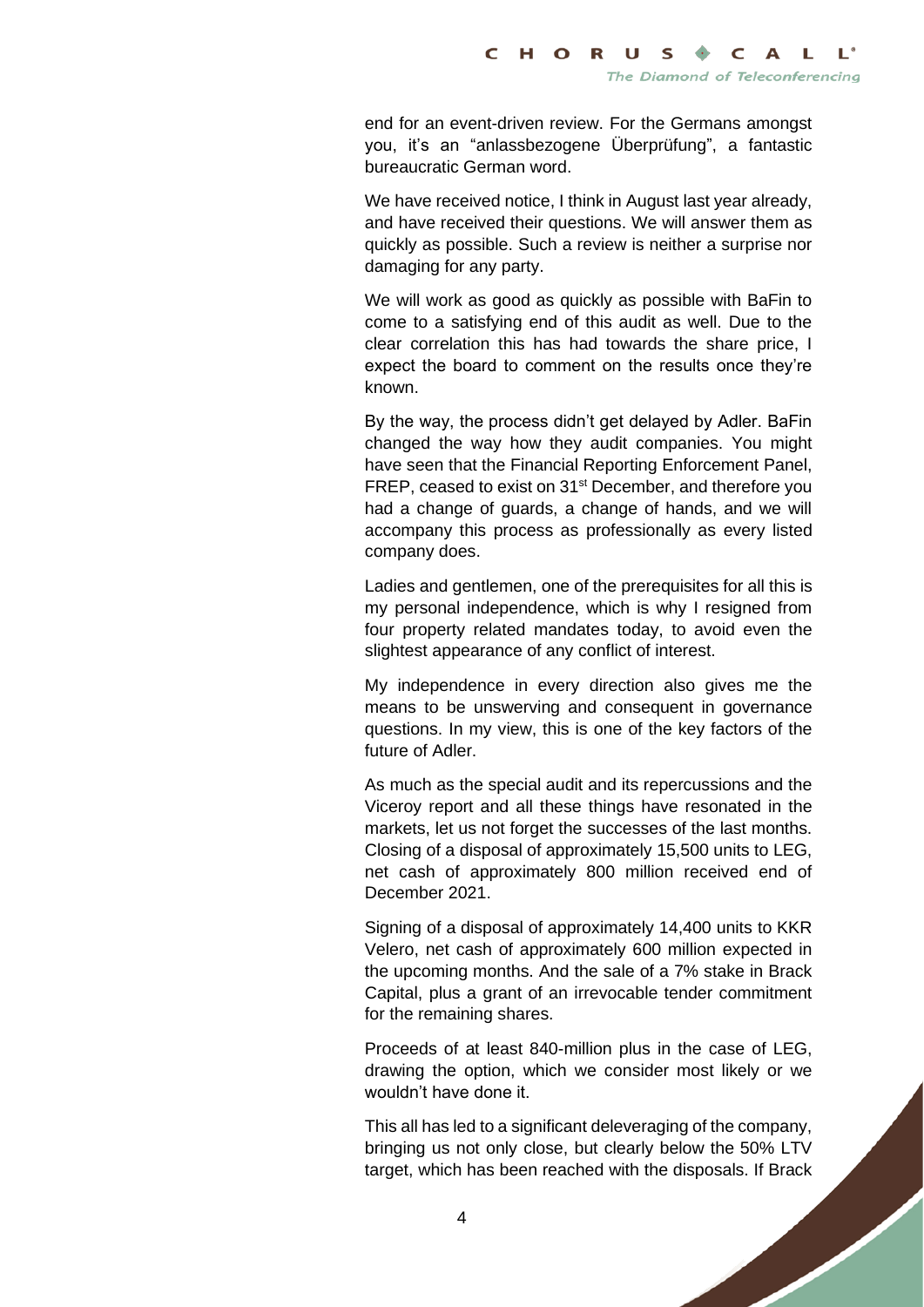end for an event-driven review. For the Germans amongst you, it's an "anlassbezogene Überprüfung", a fantastic bureaucratic German word.

We have received notice, I think in August last year already, and have received their questions. We will answer them as quickly as possible. Such a review is neither a surprise nor damaging for any party.

We will work as good as quickly as possible with BaFin to come to a satisfying end of this audit as well. Due to the clear correlation this has had towards the share price, I expect the board to comment on the results once they're known.

By the way, the process didn't get delayed by Adler. BaFin changed the way how they audit companies. You might have seen that the Financial Reporting Enforcement Panel, FREP, ceased to exist on 31st December, and therefore you had a change of guards, a change of hands, and we will accompany this process as professionally as every listed company does.

Ladies and gentlemen, one of the prerequisites for all this is my personal independence, which is why I resigned from four property related mandates today, to avoid even the slightest appearance of any conflict of interest.

My independence in every direction also gives me the means to be unswerving and consequent in governance questions. In my view, this is one of the key factors of the future of Adler.

As much as the special audit and its repercussions and the Viceroy report and all these things have resonated in the markets, let us not forget the successes of the last months. Closing of a disposal of approximately 15,500 units to LEG, net cash of approximately 800 million received end of December 2021.

Signing of a disposal of approximately 14,400 units to KKR Velero, net cash of approximately 600 million expected in the upcoming months. And the sale of a 7% stake in Brack Capital, plus a grant of an irrevocable tender commitment for the remaining shares.

Proceeds of at least 840-million plus in the case of LEG, drawing the option, which we consider most likely or we wouldn't have done it.

This all has led to a significant deleveraging of the company, bringing us not only close, but clearly below the 50% LTV target, which has been reached with the disposals. If Brack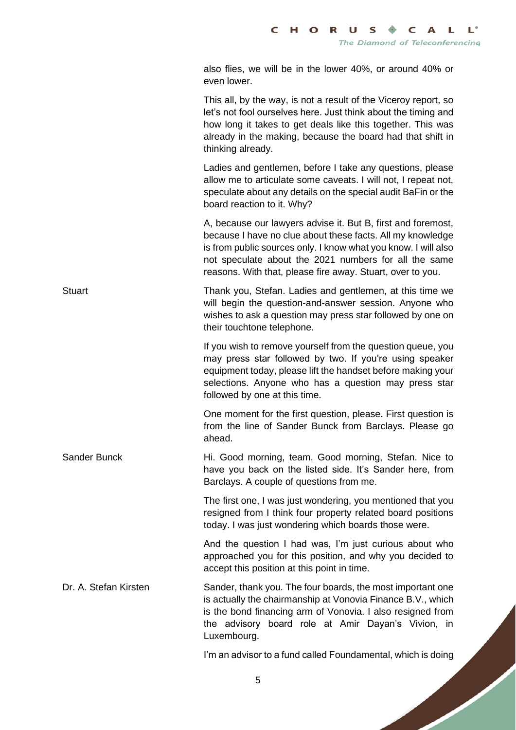also flies, we will be in the lower 40%, or around 40% or even lower.

This all, by the way, is not a result of the Viceroy report, so let's not fool ourselves here. Just think about the timing and how long it takes to get deals like this together. This was already in the making, because the board had that shift in thinking already.

Ladies and gentlemen, before I take any questions, please allow me to articulate some caveats. I will not, I repeat not, speculate about any details on the special audit BaFin or the board reaction to it. Why?

A, because our lawyers advise it. But B, first and foremost, because I have no clue about these facts. All my knowledge is from public sources only. I know what you know. I will also not speculate about the 2021 numbers for all the same reasons. With that, please fire away. Stuart, over to you.

**Stuart**

Thank you, Stefan. Ladies and gentlemen, at this time we will begin the question-and-answer session. Anyone who wishes to ask a question may press star followed by one on their touchtone telephone.

If you wish to remove yourself from the question queue, you may press star followed by two. If you're using speaker equipment today, please lift the handset before making your selections. Anyone who has a question may press star followed by one at this time.

One moment for the first question, please. First question is from the line of Sander Bunck from Barclays. Please go ahead.

**Sander Bunck**

Hi. Good morning, team. Good morning, Stefan. Nice to have you back on the listed side. It's Sander here, from Barclays. A couple of questions from me.

The first one, I was just wondering, you mentioned that you resigned from I think four property related board positions today. I was just wondering which boards those were.

And the question I had was, I'm just curious about who approached you for this position, and why you decided to accept this position at this point in time.

**Dr. A. Stefan Kirsten**

Sander, thank you. The four boards, the most important one is actually the chairmanship at Vonovia Finance B.V., which is the bond financing arm of Vonovia. I also resigned from the advisory board role at Amir Dayan's Vivion, in Luxembourg.

I'm an advisor to a fund called Foundamental, which is doing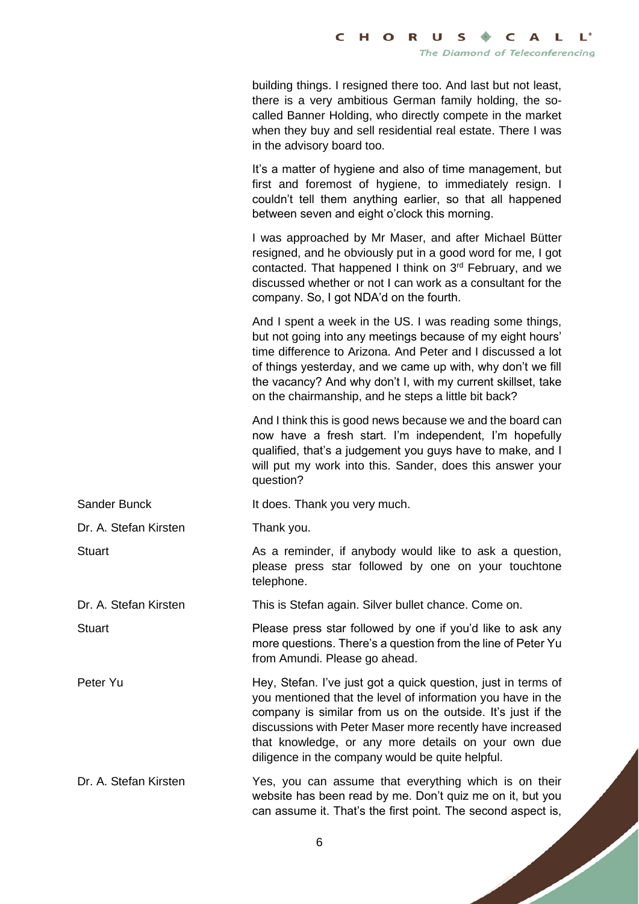building things. I resigned there too. And last but not least, there is a very ambitious German family holding, the so-called Banner Holding, who directly compete in the market when they buy and sell residential real estate. There I was in the advisory board too.

It's a matter of hygiene and also of time management, but first and foremost of hygiene, to immediately resign. I couldn't tell them anything earlier, so that all happened between seven and eight o'clock this morning.

I was approached by Mr Maser, and after Michael Bütter resigned, and he obviously put in a good word for me, I got contacted. That happened I think on 3rd February, and we discussed whether or not I can work as a consultant for the company. So, I got NDA'd on the fourth.

And I spent a week in the US. I was reading some things, but not going into any meetings because of my eight hours' time difference to Arizona. And Peter and I discussed a lot of things yesterday, and we came up with, why don't we fill the vacancy? And why don't I, with my current skillset, take on the chairmanship, and he steps a little bit back?

And I think this is good news because we and the board can now have a fresh start. I'm independent, I'm hopefully qualified, that's a judgement you guys have to make, and I will put my work into this. Sander, does this answer your question?

**Sander Bunck:** It does. Thank you very much.

**Dr. A. Stefan Kirsten:** Thank you.

**Stuart:** As a reminder, if anybody would like to ask a question, please press star followed by one on your touchtone telephone.

**Dr. A. Stefan Kirsten:** This is Stefan again. Silver bullet chance. Come on.

**Stuart:** Please press star followed by one if you'd like to ask any more questions. There's a question from the line of Peter Yu from Amundi. Please go ahead.

**Peter Yu:** Hey, Stefan. I've just got a quick question, just in terms of you mentioned that the level of information you have in the company is similar from us on the outside. It's just if the discussions with Peter Maser more recently have increased that knowledge, or any more details on your own due diligence in the company would be quite helpful.

**Dr. A. Stefan Kirsten:** Yes, you can assume that everything which is on their website has been read by me. Don't quiz me on it, but you can assume it. That's the first point. The second aspect is,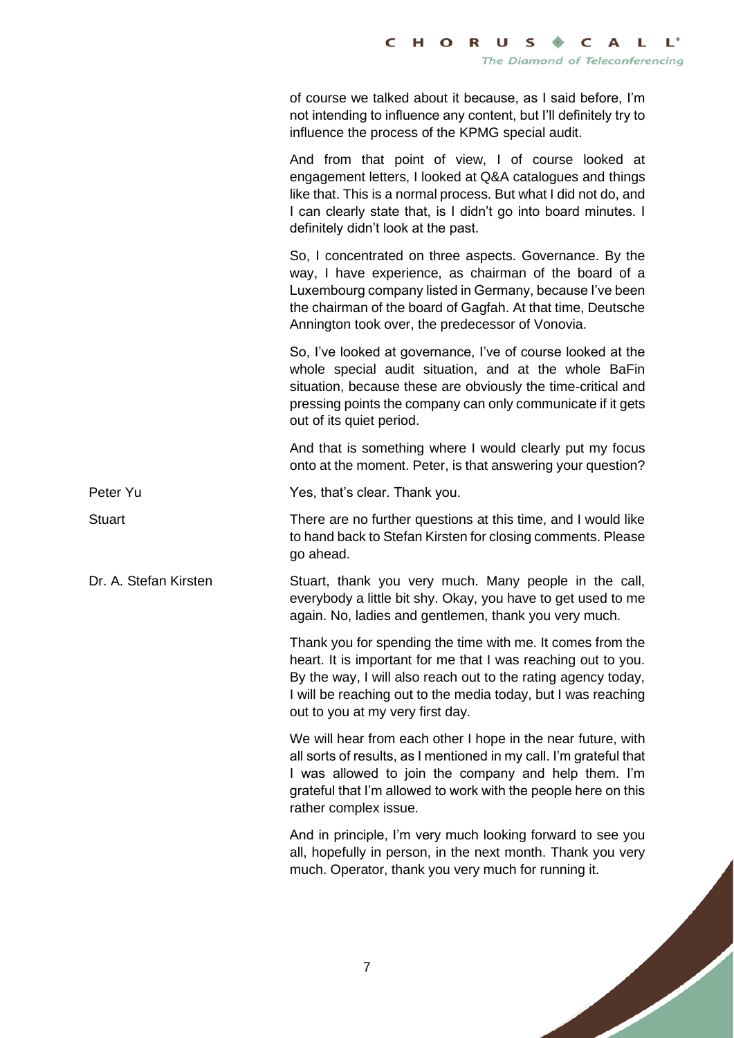of course we talked about it because, as I said before, I'm not intending to influence any content, but I'll definitely try to influence the process of the KPMG special audit.

And from that point of view, I of course looked at engagement letters, I looked at Q&A catalogues and things like that. This is a normal process. But what I did not do, and I can clearly state that, is I didn't go into board minutes. I definitely didn't look at the past.

So, I concentrated on three aspects. Governance. By the way, I have experience, as chairman of the board of a Luxembourg company listed in Germany, because I've been the chairman of the board of Gagfah. At that time, Deutsche Annington took over, the predecessor of Vonovia.

So, I've looked at governance, I've of course looked at the whole special audit situation, and at the whole BaFin situation, because these are obviously the time-critical and pressing points the company can only communicate if it gets out of its quiet period.

And that is something where I would clearly put my focus onto at the moment. Peter, is that answering your question?

**Peter Yu**

Yes, that's clear. Thank you.

**Stuart**

There are no further questions at this time, and I would like to hand back to Stefan Kirsten for closing comments. Please go ahead.

**Dr. A. Stefan Kirsten**

Stuart, thank you very much. Many people in the call, everybody a little bit shy. Okay, you have to get used to me again. No, ladies and gentlemen, thank you very much.

Thank you for spending the time with me. It comes from the heart. It is important for me that I was reaching out to you. By the way, I will also reach out to the rating agency today, I will be reaching out to the media today, but I was reaching out to you at my very first day.

We will hear from each other I hope in the near future, with all sorts of results, as I mentioned in my call. I'm grateful that I was allowed to join the company and help them. I'm grateful that I'm allowed to work with the people here on this rather complex issue.

And in principle, I'm very much looking forward to see you all, hopefully in person, in the next month. Thank you very much. Operator, thank you very much for running it.